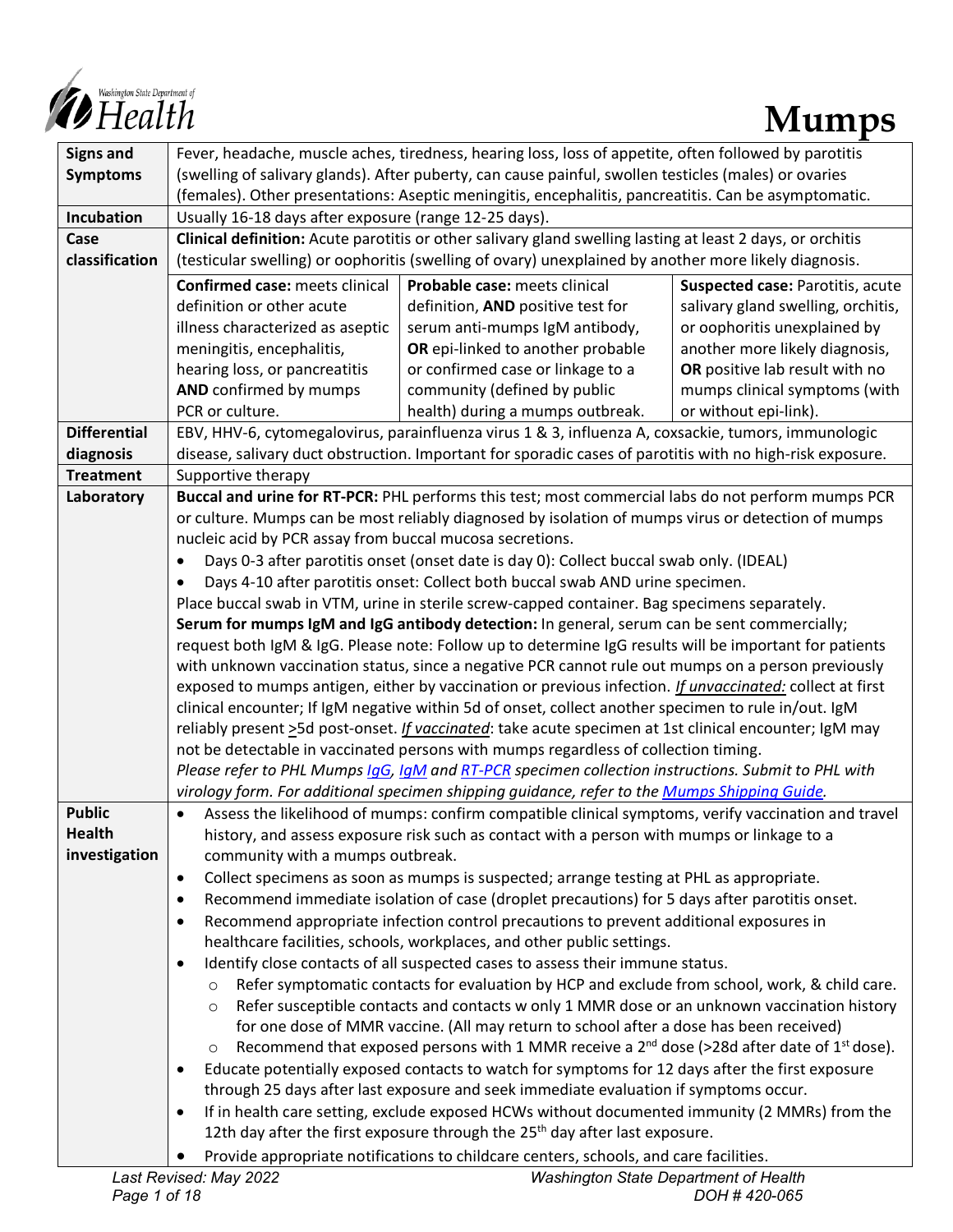# Mumps

| | |
|---|---|
| **Signs and Symptoms** | Fever, headache, muscle aches, tiredness, hearing loss, loss of appetite, often followed by parotitis (swelling of salivary glands). After puberty, can cause painful, swollen testicles (males) or ovaries (females). Other presentations: Aseptic meningitis, encephalitis, pancreatitis. Can be asymptomatic. |
| **Incubation** | Usually 16-18 days after exposure (range 12-25 days). |
| **Case classification** | **Clinical definition:** Acute parotitis or other salivary gland swelling lasting at least 2 days, or orchitis (testicular swelling) or oophoritis (swelling of ovary) unexplained by another more likely diagnosis.<br><br>**Confirmed case:** meets clinical definition or other acute illness characterized as aseptic meningitis, encephalitis, hearing loss, or pancreatitis **AND** confirmed by mumps PCR or culture.<br><br>**Probable case:** meets clinical definition, **AND** positive test for serum anti-mumps IgM antibody, **OR** epi-linked to another probable or confirmed case or linkage to a community (defined by public health) during a mumps outbreak.<br><br>**Suspected case:** Parotitis, acute salivary gland swelling, orchitis, or oophoritis unexplained by another more likely diagnosis, **OR** positive lab result with no mumps clinical symptoms (with or without epi-link). |
| **Differential diagnosis** | EBV, HHV-6, cytomegalovirus, parainfluenza virus 1 & 3, influenza A, coxsackie, tumors, immunologic disease, salivary duct obstruction. Important for sporadic cases of parotitis with no high-risk exposure. |
| **Treatment** | Supportive therapy |
| **Laboratory** | **Buccal and urine for RT-PCR:** PHL performs this test; most commercial labs do not perform mumps PCR or culture. Mumps can be most reliably diagnosed by isolation of mumps virus or detection of mumps nucleic acid by PCR assay from buccal mucosa secretions.<br>• Days 0-3 after parotitis onset (onset date is day 0): Collect buccal swab only. (IDEAL)<br>• Days 4-10 after parotitis onset: Collect both buccal swab AND urine specimen.<br>Place buccal swab in VTM, urine in sterile screw-capped container. Bag specimens separately.<br>**Serum for mumps IgM and IgG antibody detection:** In general, serum can be sent commercially; request both IgM & IgG. Please note: Follow up to determine IgG results will be important for patients with unknown vaccination status, since a negative PCR cannot rule out mumps on a person previously exposed to mumps antigen, either by vaccination or previous infection. ***If unvaccinated:*** collect at first clinical encounter; If IgM negative within 5d of onset, collect another specimen to rule in/out. IgM reliably present ≥5d post-onset. ***If vaccinated***: take acute specimen at 1st clinical encounter; IgM may not be detectable in vaccinated persons with mumps regardless of collection timing.<br>*Please refer to PHL Mumps IgG, IgM and RT-PCR specimen collection instructions. Submit to PHL with virology form. For additional specimen shipping guidance, refer to the Mumps Shipping Guide.* |
| **Public Health investigation** | • Assess the likelihood of mumps: confirm compatible clinical symptoms, verify vaccination and travel history, and assess exposure risk such as contact with a person with mumps or linkage to a community with a mumps outbreak.<br>• Collect specimens as soon as mumps is suspected; arrange testing at PHL as appropriate.<br>• Recommend immediate isolation of case (droplet precautions) for 5 days after parotitis onset.<br>• Recommend appropriate infection control precautions to prevent additional exposures in healthcare facilities, schools, workplaces, and other public settings.<br>• Identify close contacts of all suspected cases to assess their immune status.<br>  ○ Refer symptomatic contacts for evaluation by HCP and exclude from school, work, & child care.<br>  ○ Refer susceptible contacts and contacts w only 1 MMR dose or an unknown vaccination history for one dose of MMR vaccine. (All may return to school after a dose has been received)<br>  ○ Recommend that exposed persons with 1 MMR receive a 2nd dose (>28d after date of 1st dose).<br>• Educate potentially exposed contacts to watch for symptoms for 12 days after the first exposure through 25 days after last exposure and seek immediate evaluation if symptoms occur.<br>• If in health care setting, exclude exposed HCWs without documented immunity (2 MMRs) from the 12th day after the first exposure through the 25th day after last exposure.<br>• Provide appropriate notifications to childcare centers, schools, and care facilities. |

Last Revised: May 2022 — Washington State Department of Health — DOH # 420-065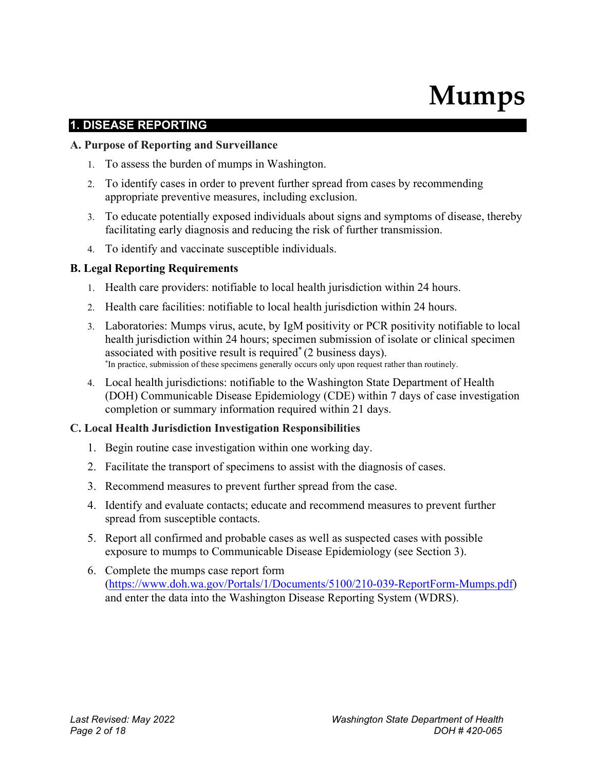# Mumps

## 1. DISEASE REPORTING

### A. Purpose of Reporting and Surveillance

1. To assess the burden of mumps in Washington.
2. To identify cases in order to prevent further spread from cases by recommending appropriate preventive measures, including exclusion.
3. To educate potentially exposed individuals about signs and symptoms of disease, thereby facilitating early diagnosis and reducing the risk of further transmission.
4. To identify and vaccinate susceptible individuals.

### B. Legal Reporting Requirements

1. Health care providers: notifiable to local health jurisdiction within 24 hours.
2. Health care facilities: notifiable to local health jurisdiction within 24 hours.
3. Laboratories: Mumps virus, acute, by IgM positivity or PCR positivity notifiable to local health jurisdiction within 24 hours; specimen submission of isolate or clinical specimen associated with positive result is required* (2 business days).
   *In practice, submission of these specimens generally occurs only upon request rather than routinely.
4. Local health jurisdictions: notifiable to the Washington State Department of Health (DOH) Communicable Disease Epidemiology (CDE) within 7 days of case investigation completion or summary information required within 21 days.

### C. Local Health Jurisdiction Investigation Responsibilities

1. Begin routine case investigation within one working day.
2. Facilitate the transport of specimens to assist with the diagnosis of cases.
3. Recommend measures to prevent further spread from the case.
4. Identify and evaluate contacts; educate and recommend measures to prevent further spread from susceptible contacts.
5. Report all confirmed and probable cases as well as suspected cases with possible exposure to mumps to Communicable Disease Epidemiology (see Section 3).
6. Complete the mumps case report form (https://www.doh.wa.gov/Portals/1/Documents/5100/210-039-ReportForm-Mumps.pdf) and enter the data into the Washington Disease Reporting System (WDRS).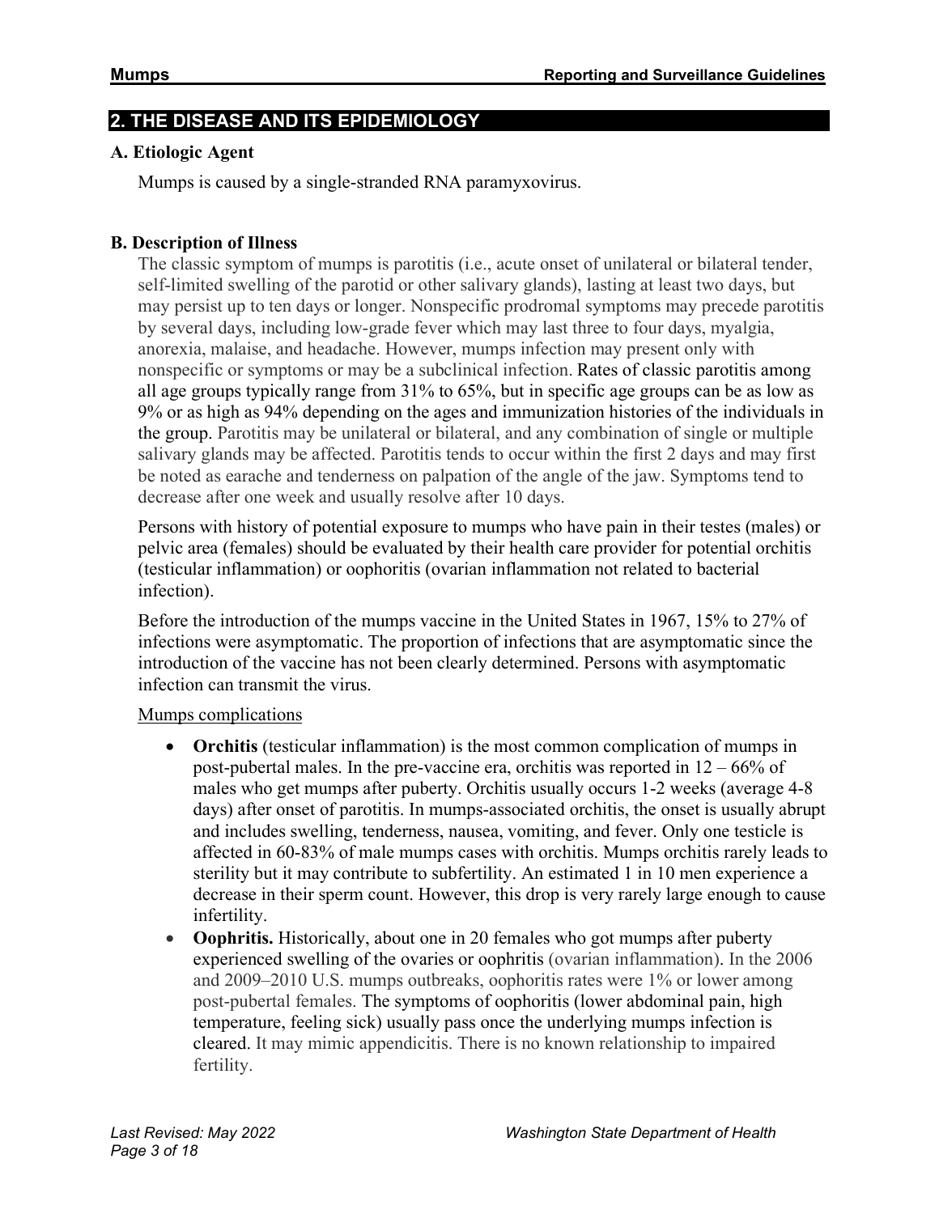## 2. THE DISEASE AND ITS EPIDEMIOLOGY

### A. Etiologic Agent

Mumps is caused by a single-stranded RNA paramyxovirus.

### B. Description of Illness

The classic symptom of mumps is parotitis (i.e., acute onset of unilateral or bilateral tender, self-limited swelling of the parotid or other salivary glands), lasting at least two days, but may persist up to ten days or longer. Nonspecific prodromal symptoms may precede parotitis by several days, including low-grade fever which may last three to four days, myalgia, anorexia, malaise, and headache. However, mumps infection may present only with nonspecific or symptoms or may be a subclinical infection. Rates of classic parotitis among all age groups typically range from 31% to 65%, but in specific age groups can be as low as 9% or as high as 94% depending on the ages and immunization histories of the individuals in the group. Parotitis may be unilateral or bilateral, and any combination of single or multiple salivary glands may be affected. Parotitis tends to occur within the first 2 days and may first be noted as earache and tenderness on palpation of the angle of the jaw. Symptoms tend to decrease after one week and usually resolve after 10 days.

Persons with history of potential exposure to mumps who have pain in their testes (males) or pelvic area (females) should be evaluated by their health care provider for potential orchitis (testicular inflammation) or oophoritis (ovarian inflammation not related to bacterial infection).

Before the introduction of the mumps vaccine in the United States in 1967, 15% to 27% of infections were asymptomatic. The proportion of infections that are asymptomatic since the introduction of the vaccine has not been clearly determined. Persons with asymptomatic infection can transmit the virus.

Mumps complications

- **Orchitis** (testicular inflammation) is the most common complication of mumps in post-pubertal males. In the pre-vaccine era, orchitis was reported in 12 – 66% of males who get mumps after puberty. Orchitis usually occurs 1-2 weeks (average 4-8 days) after onset of parotitis. In mumps-associated orchitis, the onset is usually abrupt and includes swelling, tenderness, nausea, vomiting, and fever. Only one testicle is affected in 60-83% of male mumps cases with orchitis. Mumps orchitis rarely leads to sterility but it may contribute to subfertility. An estimated 1 in 10 men experience a decrease in their sperm count. However, this drop is very rarely large enough to cause infertility.
- **Oophritis.** Historically, about one in 20 females who got mumps after puberty experienced swelling of the ovaries or oophritis (ovarian inflammation). In the 2006 and 2009–2010 U.S. mumps outbreaks, oophoritis rates were 1% or lower among post-pubertal females. The symptoms of oophoritis (lower abdominal pain, high temperature, feeling sick) usually pass once the underlying mumps infection is cleared. It may mimic appendicitis. There is no known relationship to impaired fertility.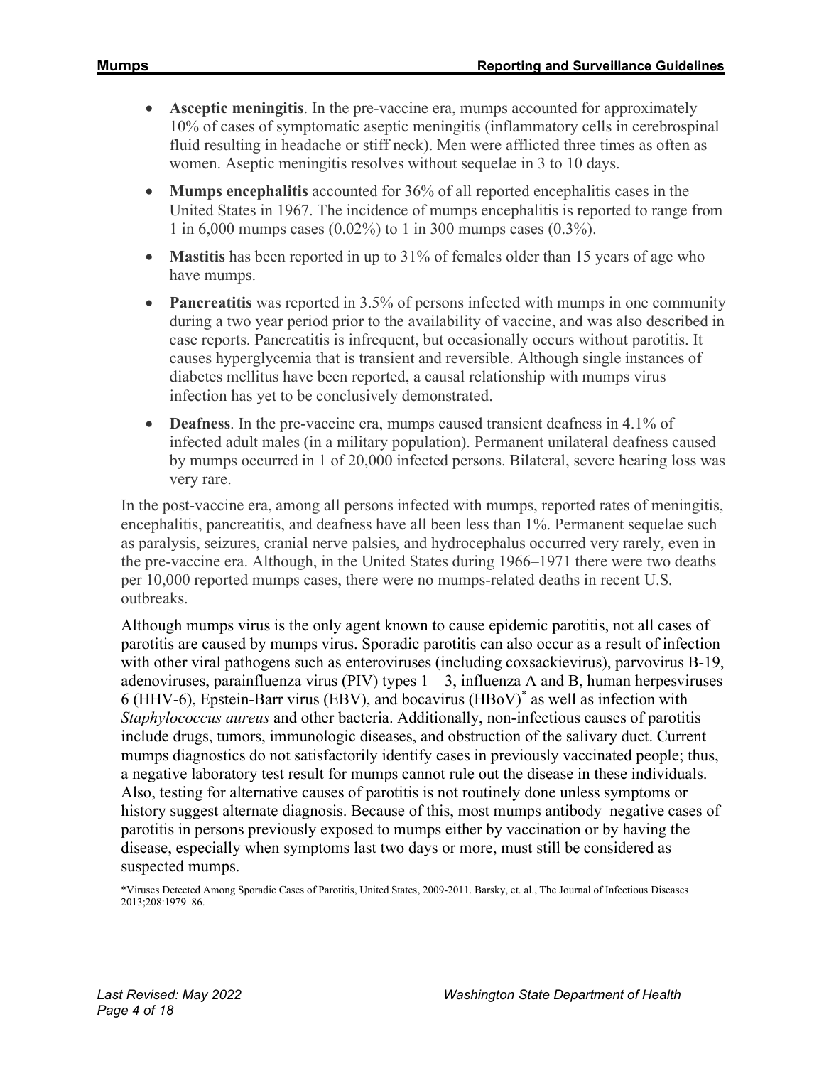- **Asceptic meningitis**. In the pre-vaccine era, mumps accounted for approximately 10% of cases of symptomatic aseptic meningitis (inflammatory cells in cerebrospinal fluid resulting in headache or stiff neck). Men were afflicted three times as often as women. Aseptic meningitis resolves without sequelae in 3 to 10 days.
- **Mumps encephalitis** accounted for 36% of all reported encephalitis cases in the United States in 1967. The incidence of mumps encephalitis is reported to range from 1 in 6,000 mumps cases (0.02%) to 1 in 300 mumps cases (0.3%).
- **Mastitis** has been reported in up to 31% of females older than 15 years of age who have mumps.
- **Pancreatitis** was reported in 3.5% of persons infected with mumps in one community during a two year period prior to the availability of vaccine, and was also described in case reports. Pancreatitis is infrequent, but occasionally occurs without parotitis. It causes hyperglycemia that is transient and reversible. Although single instances of diabetes mellitus have been reported, a causal relationship with mumps virus infection has yet to be conclusively demonstrated.
- **Deafness**. In the pre-vaccine era, mumps caused transient deafness in 4.1% of infected adult males (in a military population). Permanent unilateral deafness caused by mumps occurred in 1 of 20,000 infected persons. Bilateral, severe hearing loss was very rare.

In the post-vaccine era, among all persons infected with mumps, reported rates of meningitis, encephalitis, pancreatitis, and deafness have all been less than 1%. Permanent sequelae such as paralysis, seizures, cranial nerve palsies, and hydrocephalus occurred very rarely, even in the pre-vaccine era. Although, in the United States during 1966–1971 there were two deaths per 10,000 reported mumps cases, there were no mumps-related deaths in recent U.S. outbreaks.

Although mumps virus is the only agent known to cause epidemic parotitis, not all cases of parotitis are caused by mumps virus. Sporadic parotitis can also occur as a result of infection with other viral pathogens such as enteroviruses (including coxsackievirus), parvovirus B-19, adenoviruses, parainfluenza virus (PIV) types 1 – 3, influenza A and B, human herpesviruses 6 (HHV-6), Epstein-Barr virus (EBV), and bocavirus (HBoV)* as well as infection with *Staphylococcus aureus* and other bacteria. Additionally, non-infectious causes of parotitis include drugs, tumors, immunologic diseases, and obstruction of the salivary duct. Current mumps diagnostics do not satisfactorily identify cases in previously vaccinated people; thus, a negative laboratory test result for mumps cannot rule out the disease in these individuals. Also, testing for alternative causes of parotitis is not routinely done unless symptoms or history suggest alternate diagnosis. Because of this, most mumps antibody–negative cases of parotitis in persons previously exposed to mumps either by vaccination or by having the disease, especially when symptoms last two days or more, must still be considered as suspected mumps.

*Viruses Detected Among Sporadic Cases of Parotitis, United States, 2009-2011. Barsky, et. al., The Journal of Infectious Diseases 2013;208:1979–86.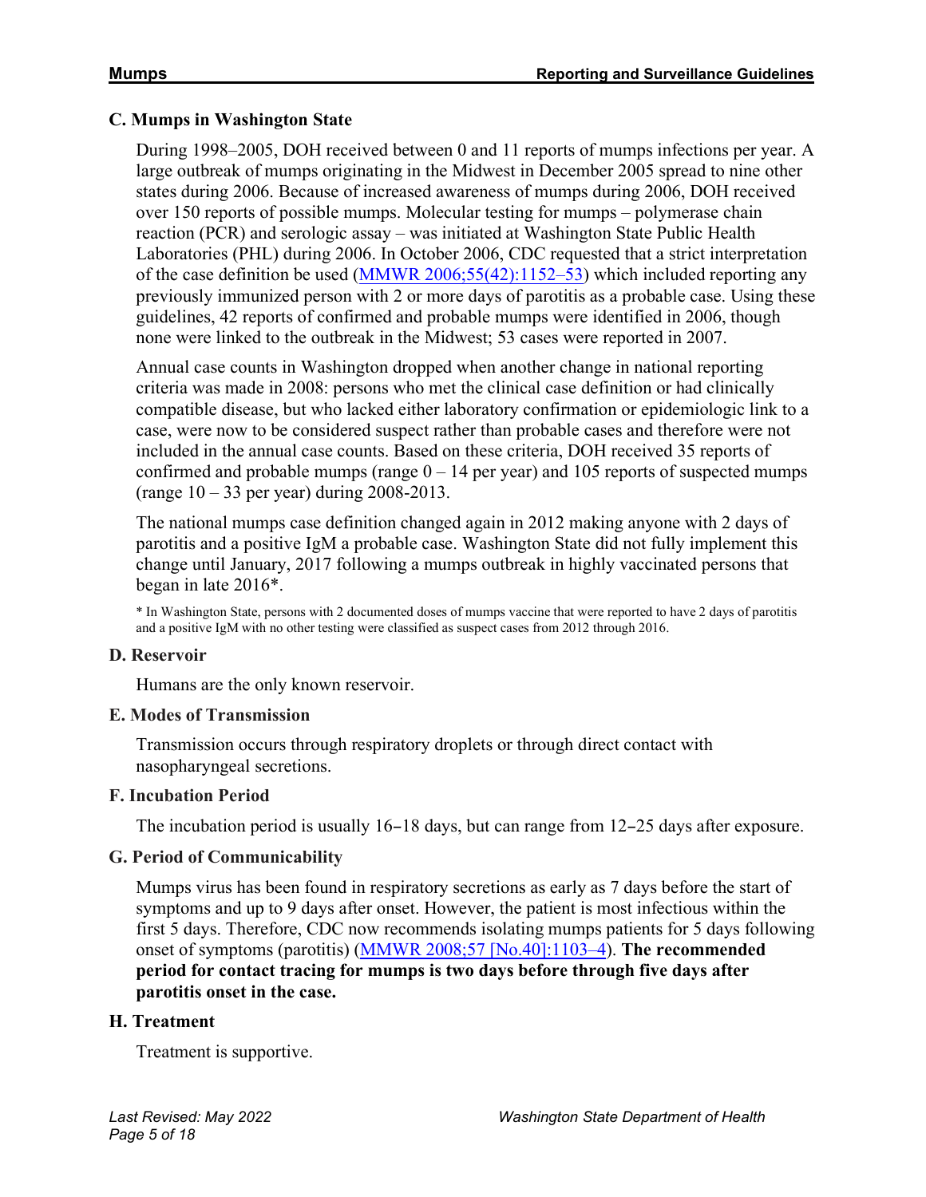### C. Mumps in Washington State

During 1998–2005, DOH received between 0 and 11 reports of mumps infections per year. A large outbreak of mumps originating in the Midwest in December 2005 spread to nine other states during 2006. Because of increased awareness of mumps during 2006, DOH received over 150 reports of possible mumps. Molecular testing for mumps – polymerase chain reaction (PCR) and serologic assay – was initiated at Washington State Public Health Laboratories (PHL) during 2006. In October 2006, CDC requested that a strict interpretation of the case definition be used (MMWR 2006;55(42):1152–53) which included reporting any previously immunized person with 2 or more days of parotitis as a probable case. Using these guidelines, 42 reports of confirmed and probable mumps were identified in 2006, though none were linked to the outbreak in the Midwest; 53 cases were reported in 2007.

Annual case counts in Washington dropped when another change in national reporting criteria was made in 2008: persons who met the clinical case definition or had clinically compatible disease, but who lacked either laboratory confirmation or epidemiologic link to a case, were now to be considered suspect rather than probable cases and therefore were not included in the annual case counts. Based on these criteria, DOH received 35 reports of confirmed and probable mumps (range 0 – 14 per year) and 105 reports of suspected mumps (range 10 – 33 per year) during 2008-2013.

The national mumps case definition changed again in 2012 making anyone with 2 days of parotitis and a positive IgM a probable case. Washington State did not fully implement this change until January, 2017 following a mumps outbreak in highly vaccinated persons that began in late 2016*.

* In Washington State, persons with 2 documented doses of mumps vaccine that were reported to have 2 days of parotitis and a positive IgM with no other testing were classified as suspect cases from 2012 through 2016.

### D. Reservoir

Humans are the only known reservoir.

### E. Modes of Transmission

Transmission occurs through respiratory droplets or through direct contact with nasopharyngeal secretions.

### F. Incubation Period

The incubation period is usually 16–18 days, but can range from 12–25 days after exposure.

### G. Period of Communicability

Mumps virus has been found in respiratory secretions as early as 7 days before the start of symptoms and up to 9 days after onset. However, the patient is most infectious within the first 5 days. Therefore, CDC now recommends isolating mumps patients for 5 days following onset of symptoms (parotitis) (MMWR 2008;57 [No.40]:1103–4). **The recommended period for contact tracing for mumps is two days before through five days after parotitis onset in the case.**

### H. Treatment

Treatment is supportive.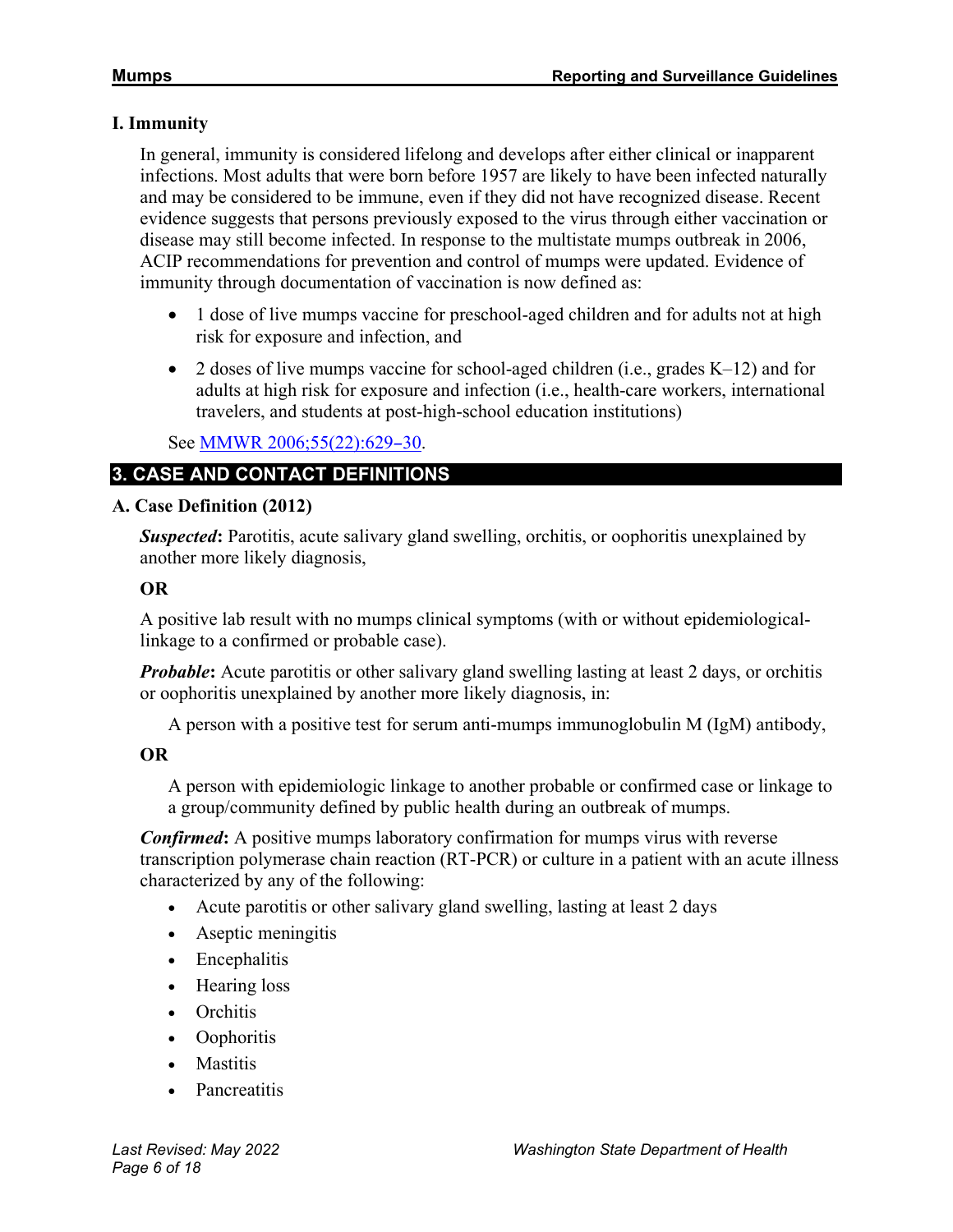### I. Immunity

In general, immunity is considered lifelong and develops after either clinical or inapparent infections. Most adults that were born before 1957 are likely to have been infected naturally and may be considered to be immune, even if they did not have recognized disease. Recent evidence suggests that persons previously exposed to the virus through either vaccination or disease may still become infected. In response to the multistate mumps outbreak in 2006, ACIP recommendations for prevention and control of mumps were updated. Evidence of immunity through documentation of vaccination is now defined as:

- 1 dose of live mumps vaccine for preschool-aged children and for adults not at high risk for exposure and infection, and
- 2 doses of live mumps vaccine for school-aged children (i.e., grades K–12) and for adults at high risk for exposure and infection (i.e., health-care workers, international travelers, and students at post-high-school education institutions)

See [MMWR 2006;55(22):629–30](MMWR 2006;55(22):629–30).

## 3. CASE AND CONTACT DEFINITIONS

### A. Case Definition (2012)

***Suspected*:** Parotitis, acute salivary gland swelling, orchitis, or oophoritis unexplained by another more likely diagnosis,

**OR**

A positive lab result with no mumps clinical symptoms (with or without epidemiological-linkage to a confirmed or probable case).

***Probable*:** Acute parotitis or other salivary gland swelling lasting at least 2 days, or orchitis or oophoritis unexplained by another more likely diagnosis, in:

A person with a positive test for serum anti-mumps immunoglobulin M (IgM) antibody,

**OR**

A person with epidemiologic linkage to another probable or confirmed case or linkage to a group/community defined by public health during an outbreak of mumps.

***Confirmed*:** A positive mumps laboratory confirmation for mumps virus with reverse transcription polymerase chain reaction (RT-PCR) or culture in a patient with an acute illness characterized by any of the following:

- Acute parotitis or other salivary gland swelling, lasting at least 2 days
- Aseptic meningitis
- Encephalitis
- Hearing loss
- Orchitis
- Oophoritis
- Mastitis
- Pancreatitis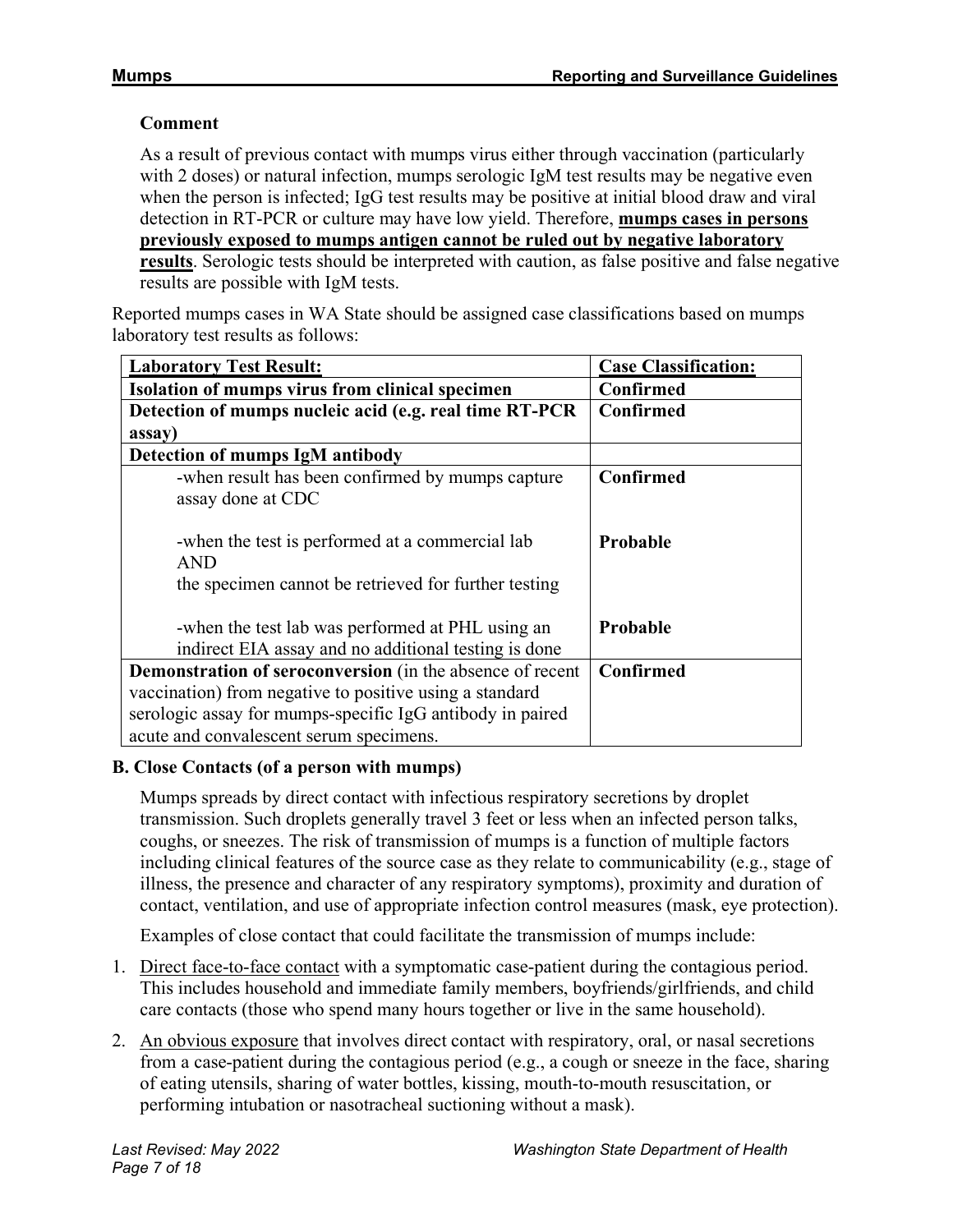**Comment**

As a result of previous contact with mumps virus either through vaccination (particularly with 2 doses) or natural infection, mumps serologic IgM test results may be negative even when the person is infected; IgG test results may be positive at initial blood draw and viral detection in RT-PCR or culture may have low yield. Therefore, **mumps cases in persons previously exposed to mumps antigen cannot be ruled out by negative laboratory results**. Serologic tests should be interpreted with caution, as false positive and false negative results are possible with IgM tests.

Reported mumps cases in WA State should be assigned case classifications based on mumps laboratory test results as follows:

| Laboratory Test Result: | Case Classification: |
|---|---|
| **Isolation of mumps virus from clinical specimen** | **Confirmed** |
| **Detection of mumps nucleic acid (e.g. real time RT-PCR assay)** | **Confirmed** |
| **Detection of mumps IgM antibody** | |
| -when result has been confirmed by mumps capture assay done at CDC | **Confirmed** |
| -when the test is performed at a commercial lab AND the specimen cannot be retrieved for further testing | **Probable** |
| -when the test lab was performed at PHL using an indirect EIA assay and no additional testing is done | **Probable** |
| **Demonstration of seroconversion** (in the absence of recent vaccination) from negative to positive using a standard serologic assay for mumps-specific IgG antibody in paired acute and convalescent serum specimens. | **Confirmed** |

### B. Close Contacts (of a person with mumps)

Mumps spreads by direct contact with infectious respiratory secretions by droplet transmission. Such droplets generally travel 3 feet or less when an infected person talks, coughs, or sneezes. The risk of transmission of mumps is a function of multiple factors including clinical features of the source case as they relate to communicability (e.g., stage of illness, the presence and character of any respiratory symptoms), proximity and duration of contact, ventilation, and use of appropriate infection control measures (mask, eye protection).

Examples of close contact that could facilitate the transmission of mumps include:

1. Direct face-to-face contact with a symptomatic case-patient during the contagious period. This includes household and immediate family members, boyfriends/girlfriends, and child care contacts (those who spend many hours together or live in the same household).
2. An obvious exposure that involves direct contact with respiratory, oral, or nasal secretions from a case-patient during the contagious period (e.g., a cough or sneeze in the face, sharing of eating utensils, sharing of water bottles, kissing, mouth-to-mouth resuscitation, or performing intubation or nasotracheal suctioning without a mask).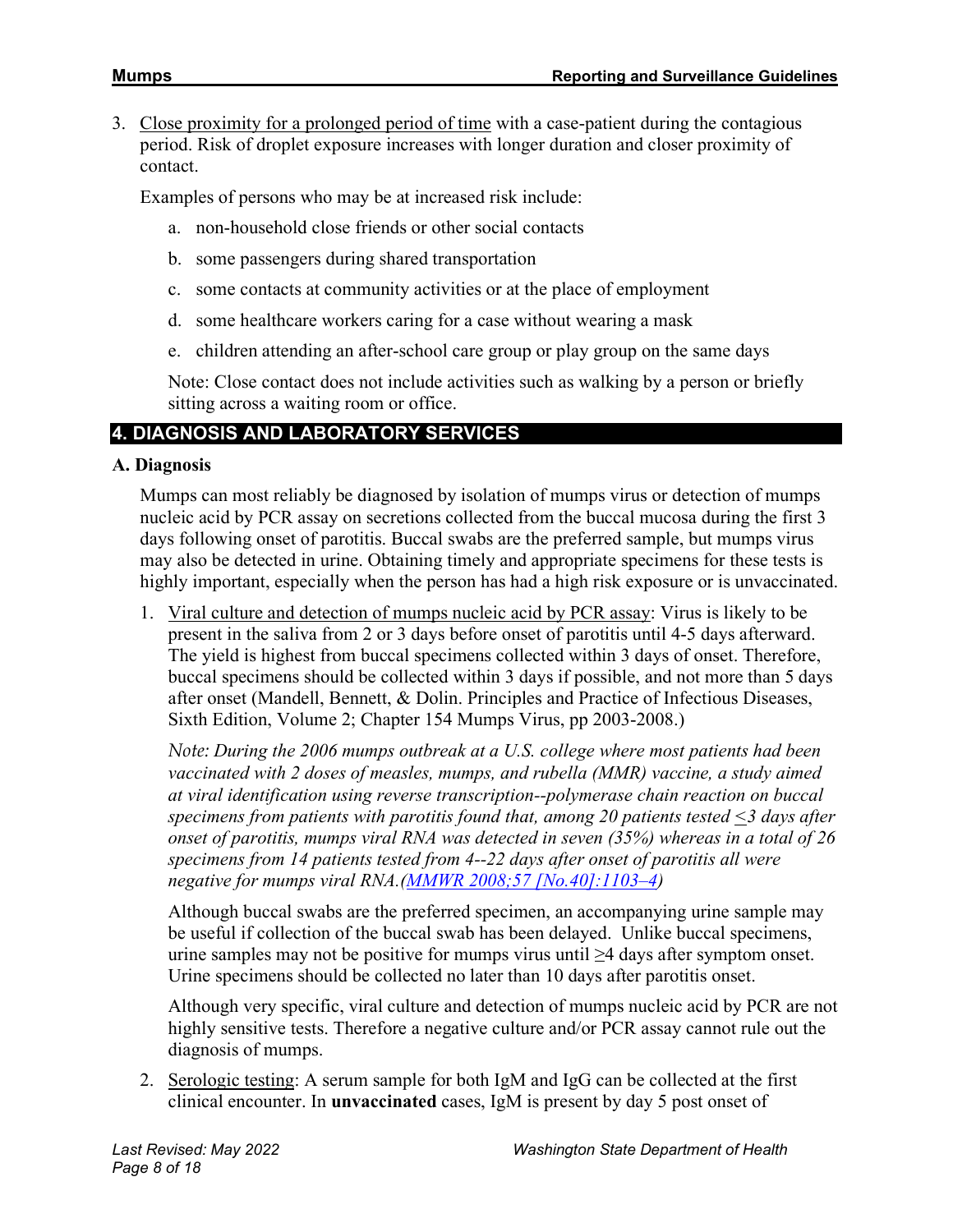3. Close proximity for a prolonged period of time with a case-patient during the contagious period. Risk of droplet exposure increases with longer duration and closer proximity of contact.

   Examples of persons who may be at increased risk include:

   a. non-household close friends or other social contacts
   b. some passengers during shared transportation
   c. some contacts at community activities or at the place of employment
   d. some healthcare workers caring for a case without wearing a mask
   e. children attending an after-school care group or play group on the same days

   Note: Close contact does not include activities such as walking by a person or briefly sitting across a waiting room or office.

## 4. DIAGNOSIS AND LABORATORY SERVICES

### A. Diagnosis

Mumps can most reliably be diagnosed by isolation of mumps virus or detection of mumps nucleic acid by PCR assay on secretions collected from the buccal mucosa during the first 3 days following onset of parotitis. Buccal swabs are the preferred sample, but mumps virus may also be detected in urine. Obtaining timely and appropriate specimens for these tests is highly important, especially when the person has had a high risk exposure or is unvaccinated.

1. Viral culture and detection of mumps nucleic acid by PCR assay: Virus is likely to be present in the saliva from 2 or 3 days before onset of parotitis until 4-5 days afterward. The yield is highest from buccal specimens collected within 3 days of onset. Therefore, buccal specimens should be collected within 3 days if possible, and not more than 5 days after onset (Mandell, Bennett, & Dolin. Principles and Practice of Infectious Diseases, Sixth Edition, Volume 2; Chapter 154 Mumps Virus, pp 2003-2008.)

   *Note: During the 2006 mumps outbreak at a U.S. college where most patients had been vaccinated with 2 doses of measles, mumps, and rubella (MMR) vaccine, a study aimed at viral identification using reverse transcription--polymerase chain reaction on buccal specimens from patients with parotitis found that, among 20 patients tested ≤3 days after onset of parotitis, mumps viral RNA was detected in seven (35%) whereas in a total of 26 specimens from 14 patients tested from 4--22 days after onset of parotitis all were negative for mumps viral RNA.([MMWR 2008;57 [No.40]:1103–4](#))*

   Although buccal swabs are the preferred specimen, an accompanying urine sample may be useful if collection of the buccal swab has been delayed. Unlike buccal specimens, urine samples may not be positive for mumps virus until ≥4 days after symptom onset. Urine specimens should be collected no later than 10 days after parotitis onset.

   Although very specific, viral culture and detection of mumps nucleic acid by PCR are not highly sensitive tests. Therefore a negative culture and/or PCR assay cannot rule out the diagnosis of mumps.

2. Serologic testing: A serum sample for both IgM and IgG can be collected at the first clinical encounter. In **unvaccinated** cases, IgM is present by day 5 post onset of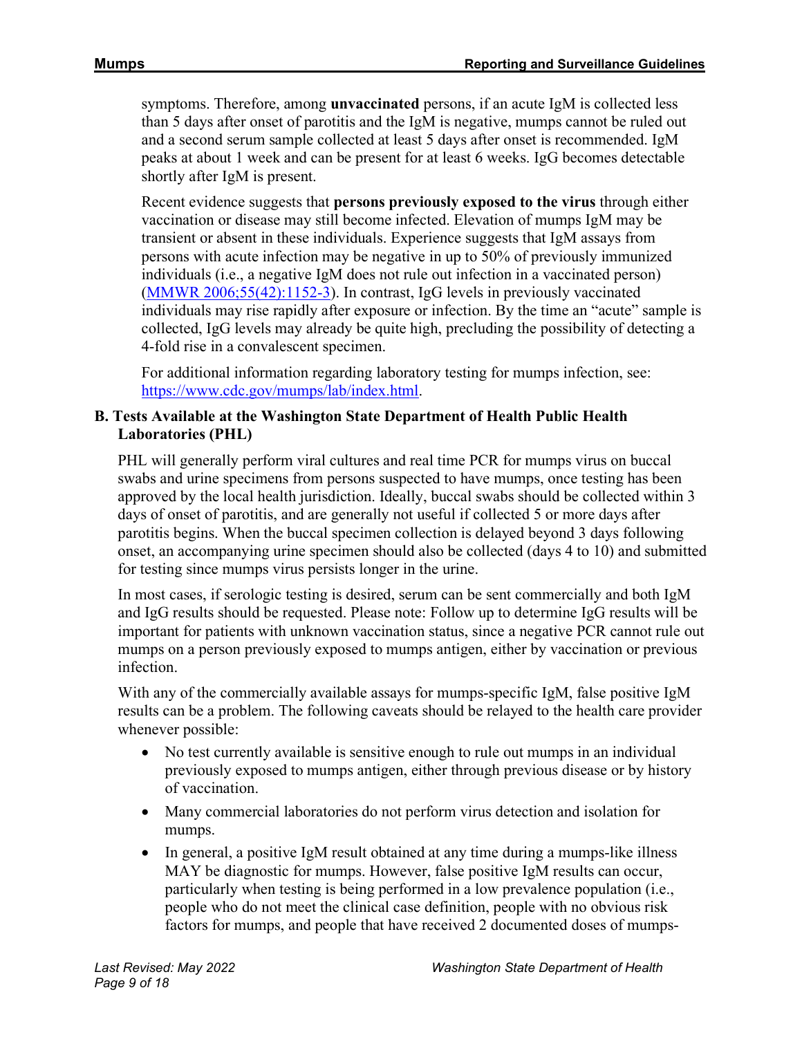symptoms. Therefore, among **unvaccinated** persons, if an acute IgM is collected less than 5 days after onset of parotitis and the IgM is negative, mumps cannot be ruled out and a second serum sample collected at least 5 days after onset is recommended. IgM peaks at about 1 week and can be present for at least 6 weeks. IgG becomes detectable shortly after IgM is present.

Recent evidence suggests that **persons previously exposed to the virus** through either vaccination or disease may still become infected. Elevation of mumps IgM may be transient or absent in these individuals. Experience suggests that IgM assays from persons with acute infection may be negative in up to 50% of previously immunized individuals (i.e., a negative IgM does not rule out infection in a vaccinated person) ([MMWR 2006;55(42):1152-3](MMWR 2006;55(42):1152-3)). In contrast, IgG levels in previously vaccinated individuals may rise rapidly after exposure or infection. By the time an "acute" sample is collected, IgG levels may already be quite high, precluding the possibility of detecting a 4-fold rise in a convalescent specimen.

For additional information regarding laboratory testing for mumps infection, see: [https://www.cdc.gov/mumps/lab/index.html](https://www.cdc.gov/mumps/lab/index.html).

## B. Tests Available at the Washington State Department of Health Public Health Laboratories (PHL)

PHL will generally perform viral cultures and real time PCR for mumps virus on buccal swabs and urine specimens from persons suspected to have mumps, once testing has been approved by the local health jurisdiction. Ideally, buccal swabs should be collected within 3 days of onset of parotitis, and are generally not useful if collected 5 or more days after parotitis begins. When the buccal specimen collection is delayed beyond 3 days following onset, an accompanying urine specimen should also be collected (days 4 to 10) and submitted for testing since mumps virus persists longer in the urine.

In most cases, if serologic testing is desired, serum can be sent commercially and both IgM and IgG results should be requested. Please note: Follow up to determine IgG results will be important for patients with unknown vaccination status, since a negative PCR cannot rule out mumps on a person previously exposed to mumps antigen, either by vaccination or previous infection.

With any of the commercially available assays for mumps-specific IgM, false positive IgM results can be a problem. The following caveats should be relayed to the health care provider whenever possible:

- No test currently available is sensitive enough to rule out mumps in an individual previously exposed to mumps antigen, either through previous disease or by history of vaccination.
- Many commercial laboratories do not perform virus detection and isolation for mumps.
- In general, a positive IgM result obtained at any time during a mumps-like illness MAY be diagnostic for mumps. However, false positive IgM results can occur, particularly when testing is being performed in a low prevalence population (i.e., people who do not meet the clinical case definition, people with no obvious risk factors for mumps, and people that have received 2 documented doses of mumps-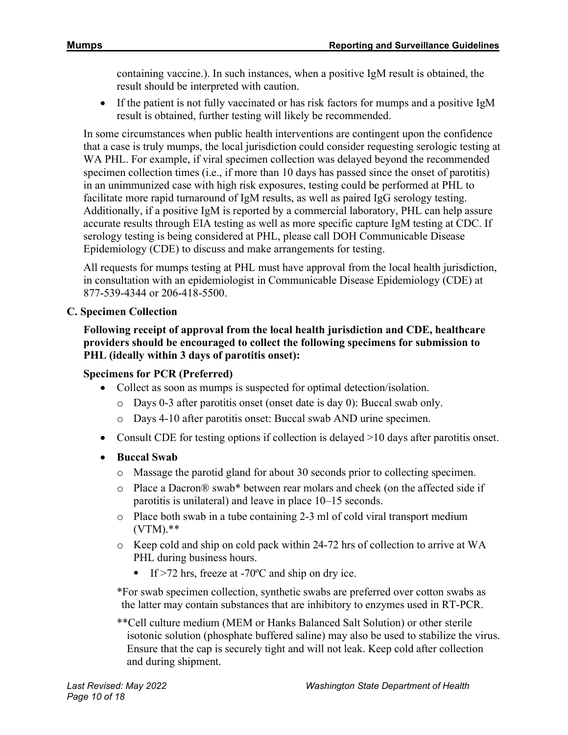containing vaccine.). In such instances, when a positive IgM result is obtained, the result should be interpreted with caution.

- If the patient is not fully vaccinated or has risk factors for mumps and a positive IgM result is obtained, further testing will likely be recommended.

In some circumstances when public health interventions are contingent upon the confidence that a case is truly mumps, the local jurisdiction could consider requesting serologic testing at WA PHL. For example, if viral specimen collection was delayed beyond the recommended specimen collection times (i.e., if more than 10 days has passed since the onset of parotitis) in an unimmunized case with high risk exposures, testing could be performed at PHL to facilitate more rapid turnaround of IgM results, as well as paired IgG serology testing. Additionally, if a positive IgM is reported by a commercial laboratory, PHL can help assure accurate results through EIA testing as well as more specific capture IgM testing at CDC. If serology testing is being considered at PHL, please call DOH Communicable Disease Epidemiology (CDE) to discuss and make arrangements for testing.

All requests for mumps testing at PHL must have approval from the local health jurisdiction, in consultation with an epidemiologist in Communicable Disease Epidemiology (CDE) at 877-539-4344 or 206-418-5500.

### C. Specimen Collection

**Following receipt of approval from the local health jurisdiction and CDE, healthcare providers should be encouraged to collect the following specimens for submission to PHL (ideally within 3 days of parotitis onset):**

**Specimens for PCR (Preferred)**

- Collect as soon as mumps is suspected for optimal detection/isolation.
  - Days 0-3 after parotitis onset (onset date is day 0): Buccal swab only.
  - Days 4-10 after parotitis onset: Buccal swab AND urine specimen.
- Consult CDE for testing options if collection is delayed >10 days after parotitis onset.
- **Buccal Swab**
  - Massage the parotid gland for about 30 seconds prior to collecting specimen.
  - Place a Dacron® swab* between rear molars and cheek (on the affected side if parotitis is unilateral) and leave in place 10–15 seconds.
  - Place both swab in a tube containing 2-3 ml of cold viral transport medium (VTM).**
  - Keep cold and ship on cold pack within 24-72 hrs of collection to arrive at WA PHL during business hours.
    - If >72 hrs, freeze at -70ºC and ship on dry ice.

*For swab specimen collection, synthetic swabs are preferred over cotton swabs as the latter may contain substances that are inhibitory to enzymes used in RT-PCR.

**Cell culture medium (MEM or Hanks Balanced Salt Solution) or other sterile isotonic solution (phosphate buffered saline) may also be used to stabilize the virus. Ensure that the cap is securely tight and will not leak. Keep cold after collection and during shipment.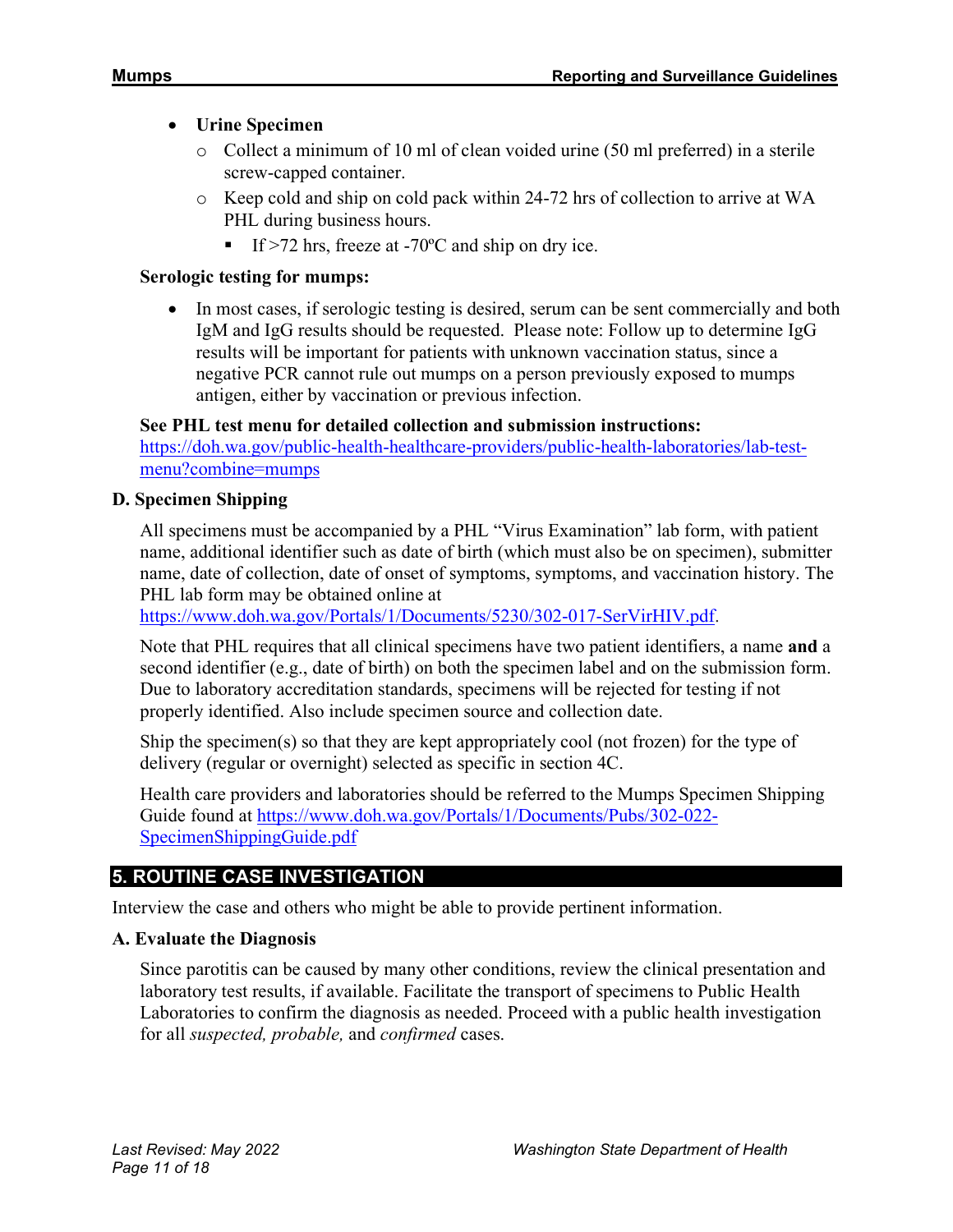- **Urine Specimen**
  - Collect a minimum of 10 ml of clean voided urine (50 ml preferred) in a sterile screw-capped container.
  - Keep cold and ship on cold pack within 24-72 hrs of collection to arrive at WA PHL during business hours.
    - If >72 hrs, freeze at -70ºC and ship on dry ice.

**Serologic testing for mumps:**

- In most cases, if serologic testing is desired, serum can be sent commercially and both IgM and IgG results should be requested. Please note: Follow up to determine IgG results will be important for patients with unknown vaccination status, since a negative PCR cannot rule out mumps on a person previously exposed to mumps antigen, either by vaccination or previous infection.

**See PHL test menu for detailed collection and submission instructions:**
https://doh.wa.gov/public-health-healthcare-providers/public-health-laboratories/lab-test-menu?combine=mumps

### D. Specimen Shipping

All specimens must be accompanied by a PHL "Virus Examination" lab form, with patient name, additional identifier such as date of birth (which must also be on specimen), submitter name, date of collection, date of onset of symptoms, symptoms, and vaccination history. The PHL lab form may be obtained online at https://www.doh.wa.gov/Portals/1/Documents/5230/302-017-SerVirHIV.pdf.

Note that PHL requires that all clinical specimens have two patient identifiers, a name **and** a second identifier (e.g., date of birth) on both the specimen label and on the submission form. Due to laboratory accreditation standards, specimens will be rejected for testing if not properly identified. Also include specimen source and collection date.

Ship the specimen(s) so that they are kept appropriately cool (not frozen) for the type of delivery (regular or overnight) selected as specific in section 4C.

Health care providers and laboratories should be referred to the Mumps Specimen Shipping Guide found at https://www.doh.wa.gov/Portals/1/Documents/Pubs/302-022-SpecimenShippingGuide.pdf

## 5. ROUTINE CASE INVESTIGATION

Interview the case and others who might be able to provide pertinent information.

### A. Evaluate the Diagnosis

Since parotitis can be caused by many other conditions, review the clinical presentation and laboratory test results, if available. Facilitate the transport of specimens to Public Health Laboratories to confirm the diagnosis as needed. Proceed with a public health investigation for all *suspected, probable,* and *confirmed* cases.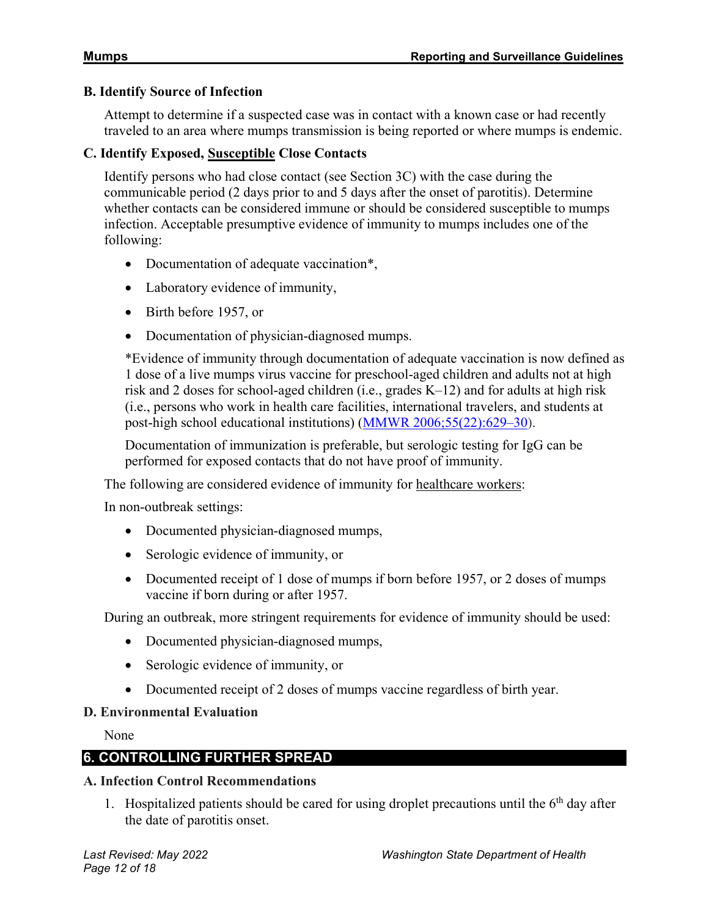### B. Identify Source of Infection

Attempt to determine if a suspected case was in contact with a known case or had recently traveled to an area where mumps transmission is being reported or where mumps is endemic.

### C. Identify Exposed, Susceptible Close Contacts

Identify persons who had close contact (see Section 3C) with the case during the communicable period (2 days prior to and 5 days after the onset of parotitis). Determine whether contacts can be considered immune or should be considered susceptible to mumps infection. Acceptable presumptive evidence of immunity to mumps includes one of the following:

- Documentation of adequate vaccination*,
- Laboratory evidence of immunity,
- Birth before 1957, or
- Documentation of physician-diagnosed mumps.

*Evidence of immunity through documentation of adequate vaccination is now defined as 1 dose of a live mumps virus vaccine for preschool-aged children and adults not at high risk and 2 doses for school-aged children (i.e., grades K–12) and for adults at high risk (i.e., persons who work in health care facilities, international travelers, and students at post-high school educational institutions) (MMWR 2006;55(22):629–30).

Documentation of immunization is preferable, but serologic testing for IgG can be performed for exposed contacts that do not have proof of immunity.

The following are considered evidence of immunity for healthcare workers:

In non-outbreak settings:

- Documented physician-diagnosed mumps,
- Serologic evidence of immunity, or
- Documented receipt of 1 dose of mumps if born before 1957, or 2 doses of mumps vaccine if born during or after 1957.

During an outbreak, more stringent requirements for evidence of immunity should be used:

- Documented physician-diagnosed mumps,
- Serologic evidence of immunity, or
- Documented receipt of 2 doses of mumps vaccine regardless of birth year.

### D. Environmental Evaluation

None

## 6. CONTROLLING FURTHER SPREAD

### A. Infection Control Recommendations

1. Hospitalized patients should be cared for using droplet precautions until the 6th day after the date of parotitis onset.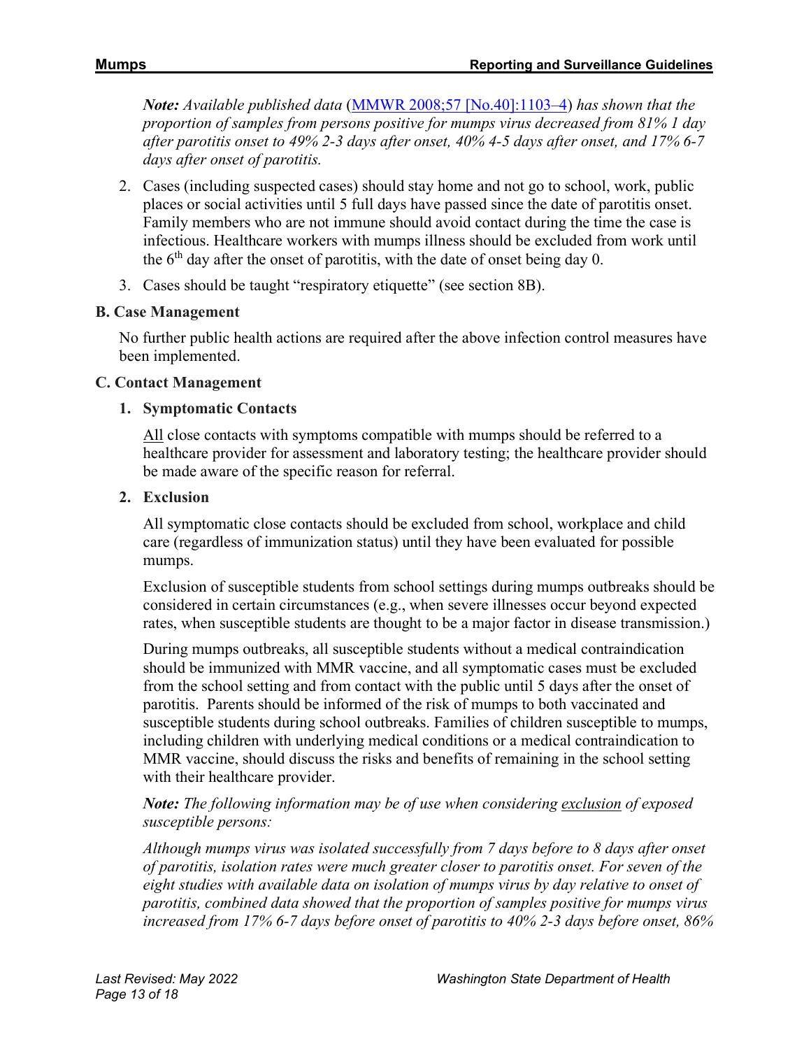*Note:* *Available published data* (MMWR 2008;57 [No.40]:1103–4) *has shown that the proportion of samples from persons positive for mumps virus decreased from 81% 1 day after parotitis onset to 49% 2-3 days after onset, 40% 4-5 days after onset, and 17% 6-7 days after onset of parotitis.*

2. Cases (including suspected cases) should stay home and not go to school, work, public places or social activities until 5 full days have passed since the date of parotitis onset. Family members who are not immune should avoid contact during the time the case is infectious. Healthcare workers with mumps illness should be excluded from work until the 6th day after the onset of parotitis, with the date of onset being day 0.
3. Cases should be taught "respiratory etiquette" (see section 8B).

### B. Case Management

No further public health actions are required after the above infection control measures have been implemented.

### C. Contact Management

**1. Symptomatic Contacts**

All close contacts with symptoms compatible with mumps should be referred to a healthcare provider for assessment and laboratory testing; the healthcare provider should be made aware of the specific reason for referral.

**2. Exclusion**

All symptomatic close contacts should be excluded from school, workplace and child care (regardless of immunization status) until they have been evaluated for possible mumps.

Exclusion of susceptible students from school settings during mumps outbreaks should be considered in certain circumstances (e.g., when severe illnesses occur beyond expected rates, when susceptible students are thought to be a major factor in disease transmission.)

During mumps outbreaks, all susceptible students without a medical contraindication should be immunized with MMR vaccine, and all symptomatic cases must be excluded from the school setting and from contact with the public until 5 days after the onset of parotitis. Parents should be informed of the risk of mumps to both vaccinated and susceptible students during school outbreaks. Families of children susceptible to mumps, including children with underlying medical conditions or a medical contraindication to MMR vaccine, should discuss the risks and benefits of remaining in the school setting with their healthcare provider.

***Note:*** *The following information may be of use when considering exclusion of exposed susceptible persons:*

*Although mumps virus was isolated successfully from 7 days before to 8 days after onset of parotitis, isolation rates were much greater closer to parotitis onset. For seven of the eight studies with available data on isolation of mumps virus by day relative to onset of parotitis, combined data showed that the proportion of samples positive for mumps virus increased from 17% 6-7 days before onset of parotitis to 40% 2-3 days before onset, 86%*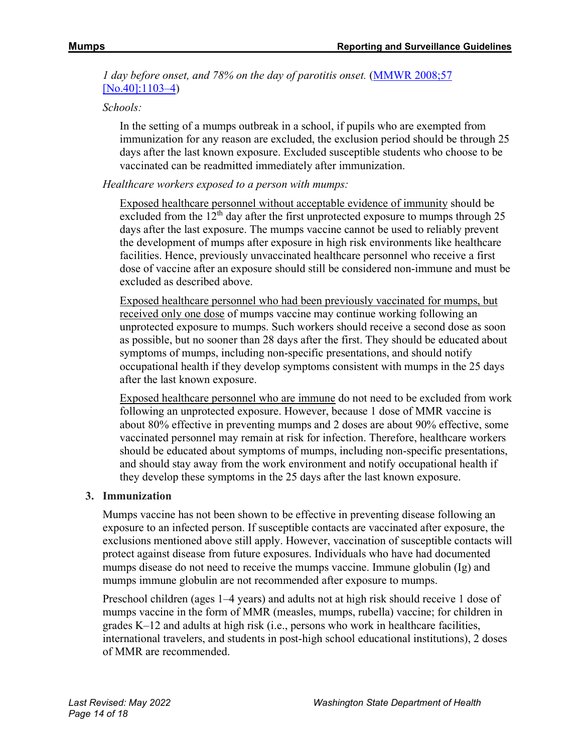*1 day before onset, and 78% on the day of parotitis onset.* (MMWR 2008;57 [No.40]:1103–4)

*Schools:*

In the setting of a mumps outbreak in a school, if pupils who are exempted from immunization for any reason are excluded, the exclusion period should be through 25 days after the last known exposure. Excluded susceptible students who choose to be vaccinated can be readmitted immediately after immunization.

*Healthcare workers exposed to a person with mumps:*

Exposed healthcare personnel without acceptable evidence of immunity should be excluded from the 12th day after the first unprotected exposure to mumps through 25 days after the last exposure. The mumps vaccine cannot be used to reliably prevent the development of mumps after exposure in high risk environments like healthcare facilities. Hence, previously unvaccinated healthcare personnel who receive a first dose of vaccine after an exposure should still be considered non-immune and must be excluded as described above.

Exposed healthcare personnel who had been previously vaccinated for mumps, but received only one dose of mumps vaccine may continue working following an unprotected exposure to mumps. Such workers should receive a second dose as soon as possible, but no sooner than 28 days after the first. They should be educated about symptoms of mumps, including non-specific presentations, and should notify occupational health if they develop symptoms consistent with mumps in the 25 days after the last known exposure.

Exposed healthcare personnel who are immune do not need to be excluded from work following an unprotected exposure. However, because 1 dose of MMR vaccine is about 80% effective in preventing mumps and 2 doses are about 90% effective, some vaccinated personnel may remain at risk for infection. Therefore, healthcare workers should be educated about symptoms of mumps, including non-specific presentations, and should stay away from the work environment and notify occupational health if they develop these symptoms in the 25 days after the last known exposure.

**3. Immunization**

Mumps vaccine has not been shown to be effective in preventing disease following an exposure to an infected person. If susceptible contacts are vaccinated after exposure, the exclusions mentioned above still apply. However, vaccination of susceptible contacts will protect against disease from future exposures. Individuals who have had documented mumps disease do not need to receive the mumps vaccine. Immune globulin (Ig) and mumps immune globulin are not recommended after exposure to mumps.

Preschool children (ages 1–4 years) and adults not at high risk should receive 1 dose of mumps vaccine in the form of MMR (measles, mumps, rubella) vaccine; for children in grades K–12 and adults at high risk (i.e., persons who work in healthcare facilities, international travelers, and students in post-high school educational institutions), 2 doses of MMR are recommended.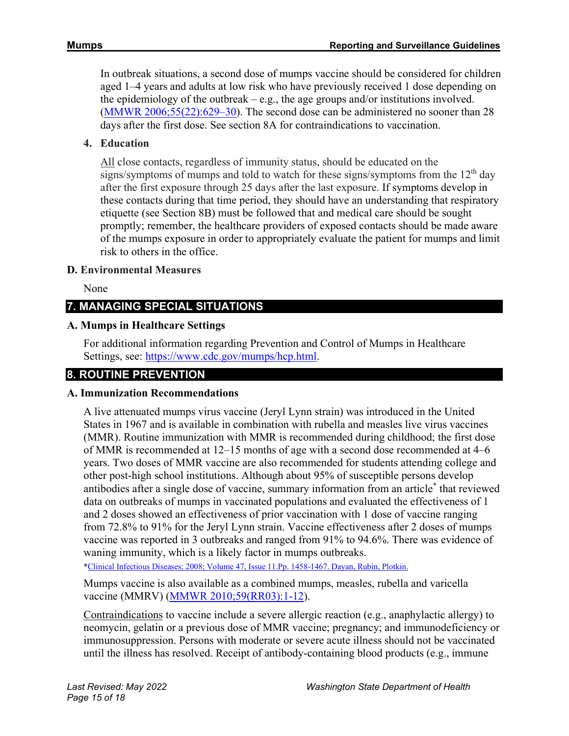In outbreak situations, a second dose of mumps vaccine should be considered for children aged 1–4 years and adults at low risk who have previously received 1 dose depending on the epidemiology of the outbreak – e.g., the age groups and/or institutions involved. ([MMWR 2006;55(22):629–30](#)). The second dose can be administered no sooner than 28 days after the first dose. See section 8A for contraindications to vaccination.

4. **Education**

   All close contacts, regardless of immunity status, should be educated on the signs/symptoms of mumps and told to watch for these signs/symptoms from the 12th day after the first exposure through 25 days after the last exposure. If symptoms develop in these contacts during that time period, they should have an understanding that respiratory etiquette (see Section 8B) must be followed that and medical care should be sought promptly; remember, the healthcare providers of exposed contacts should be made aware of the mumps exposure in order to appropriately evaluate the patient for mumps and limit risk to others in the office.

### D. Environmental Measures

None

## 7. MANAGING SPECIAL SITUATIONS

### A. Mumps in Healthcare Settings

For additional information regarding Prevention and Control of Mumps in Healthcare Settings, see: https://www.cdc.gov/mumps/hcp.html.

## 8. ROUTINE PREVENTION

### A. Immunization Recommendations

A live attenuated mumps virus vaccine (Jeryl Lynn strain) was introduced in the United States in 1967 and is available in combination with rubella and measles live virus vaccines (MMR). Routine immunization with MMR is recommended during childhood; the first dose of MMR is recommended at 12–15 months of age with a second dose recommended at 4–6 years. Two doses of MMR vaccine are also recommended for students attending college and other post-high school institutions. Although about 95% of susceptible persons develop antibodies after a single dose of vaccine, summary information from an article* that reviewed data on outbreaks of mumps in vaccinated populations and evaluated the effectiveness of 1 and 2 doses showed an effectiveness of prior vaccination with 1 dose of vaccine ranging from 72.8% to 91% for the Jeryl Lynn strain. Vaccine effectiveness after 2 doses of mumps vaccine was reported in 3 outbreaks and ranged from 91% to 94.6%. There was evidence of waning immunity, which is a likely factor in mumps outbreaks.

*Clinical Infectious Diseases; 2008; Volume 47, Issue 11.Pp. 1458-1467. Dayan, Rubin, Plotkin.

Mumps vaccine is also available as a combined mumps, measles, rubella and varicella vaccine (MMRV) ([MMWR 2010;59(RR03):1-12](#)).

Contraindications to vaccine include a severe allergic reaction (e.g., anaphylactic allergy) to neomycin, gelatin or a previous dose of MMR vaccine; pregnancy; and immunodeficiency or immunosuppression. Persons with moderate or severe acute illness should not be vaccinated until the illness has resolved. Receipt of antibody-containing blood products (e.g., immune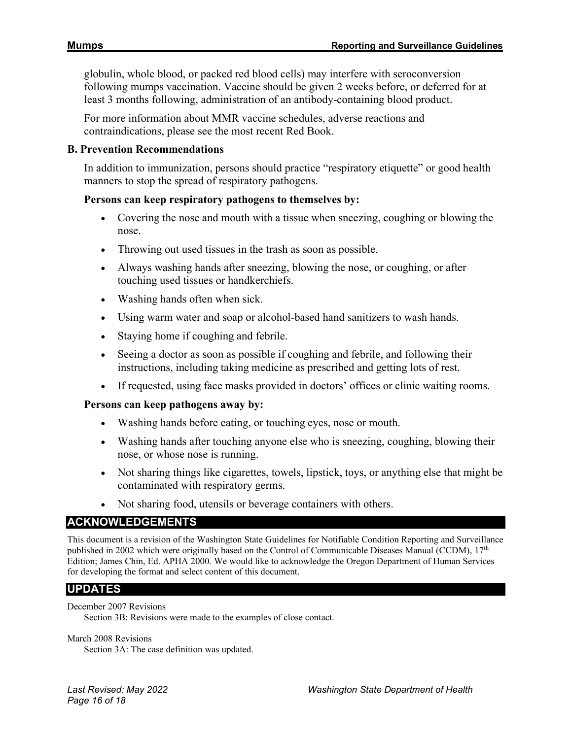globulin, whole blood, or packed red blood cells) may interfere with seroconversion following mumps vaccination. Vaccine should be given 2 weeks before, or deferred for at least 3 months following, administration of an antibody-containing blood product.

For more information about MMR vaccine schedules, adverse reactions and contraindications, please see the most recent Red Book.

### B. Prevention Recommendations

In addition to immunization, persons should practice "respiratory etiquette" or good health manners to stop the spread of respiratory pathogens.

**Persons can keep respiratory pathogens to themselves by:**

- Covering the nose and mouth with a tissue when sneezing, coughing or blowing the nose.
- Throwing out used tissues in the trash as soon as possible.
- Always washing hands after sneezing, blowing the nose, or coughing, or after touching used tissues or handkerchiefs.
- Washing hands often when sick.
- Using warm water and soap or alcohol-based hand sanitizers to wash hands.
- Staying home if coughing and febrile.
- Seeing a doctor as soon as possible if coughing and febrile, and following their instructions, including taking medicine as prescribed and getting lots of rest.
- If requested, using face masks provided in doctors' offices or clinic waiting rooms.

**Persons can keep pathogens away by:**

- Washing hands before eating, or touching eyes, nose or mouth.
- Washing hands after touching anyone else who is sneezing, coughing, blowing their nose, or whose nose is running.
- Not sharing things like cigarettes, towels, lipstick, toys, or anything else that might be contaminated with respiratory germs.
- Not sharing food, utensils or beverage containers with others.

## ACKNOWLEDGEMENTS

This document is a revision of the Washington State Guidelines for Notifiable Condition Reporting and Surveillance published in 2002 which were originally based on the Control of Communicable Diseases Manual (CCDM), 17th Edition; James Chin, Ed. APHA 2000. We would like to acknowledge the Oregon Department of Human Services for developing the format and select content of this document.

## UPDATES

December 2007 Revisions
Section 3B: Revisions were made to the examples of close contact.

March 2008 Revisions
Section 3A: The case definition was updated.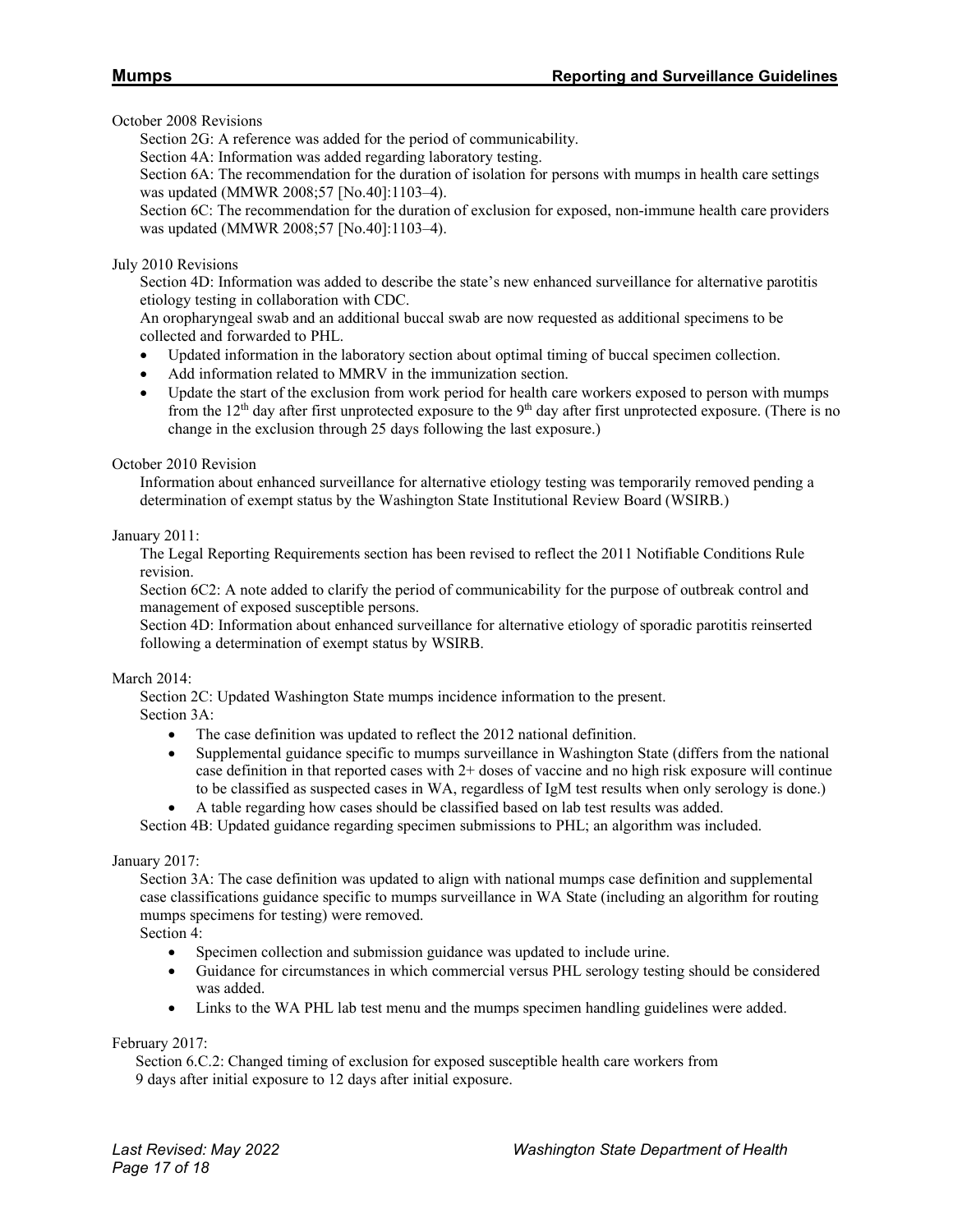October 2008 Revisions

Section 2G: A reference was added for the period of communicability.

Section 4A: Information was added regarding laboratory testing.

Section 6A: The recommendation for the duration of isolation for persons with mumps in health care settings was updated (MMWR 2008;57 [No.40]:1103–4).

Section 6C: The recommendation for the duration of exclusion for exposed, non-immune health care providers was updated (MMWR 2008;57 [No.40]:1103–4).

July 2010 Revisions

Section 4D: Information was added to describe the state's new enhanced surveillance for alternative parotitis etiology testing in collaboration with CDC.

An oropharyngeal swab and an additional buccal swab are now requested as additional specimens to be collected and forwarded to PHL.

- Updated information in the laboratory section about optimal timing of buccal specimen collection.
- Add information related to MMRV in the immunization section.
- Update the start of the exclusion from work period for health care workers exposed to person with mumps from the 12th day after first unprotected exposure to the 9th day after first unprotected exposure. (There is no change in the exclusion through 25 days following the last exposure.)

October 2010 Revision

Information about enhanced surveillance for alternative etiology testing was temporarily removed pending a determination of exempt status by the Washington State Institutional Review Board (WSIRB.)

January 2011:

The Legal Reporting Requirements section has been revised to reflect the 2011 Notifiable Conditions Rule revision.

Section 6C2: A note added to clarify the period of communicability for the purpose of outbreak control and management of exposed susceptible persons.

Section 4D: Information about enhanced surveillance for alternative etiology of sporadic parotitis reinserted following a determination of exempt status by WSIRB.

March 2014:

Section 2C: Updated Washington State mumps incidence information to the present.

Section 3A:

- The case definition was updated to reflect the 2012 national definition.
- Supplemental guidance specific to mumps surveillance in Washington State (differs from the national case definition in that reported cases with 2+ doses of vaccine and no high risk exposure will continue to be classified as suspected cases in WA, regardless of IgM test results when only serology is done.)
- A table regarding how cases should be classified based on lab test results was added.

Section 4B: Updated guidance regarding specimen submissions to PHL; an algorithm was included.

January 2017:

Section 3A: The case definition was updated to align with national mumps case definition and supplemental case classifications guidance specific to mumps surveillance in WA State (including an algorithm for routing mumps specimens for testing) were removed.

Section 4:

- Specimen collection and submission guidance was updated to include urine.
- Guidance for circumstances in which commercial versus PHL serology testing should be considered was added.
- Links to the WA PHL lab test menu and the mumps specimen handling guidelines were added.

February 2017:

Section 6.C.2: Changed timing of exclusion for exposed susceptible health care workers from 9 days after initial exposure to 12 days after initial exposure.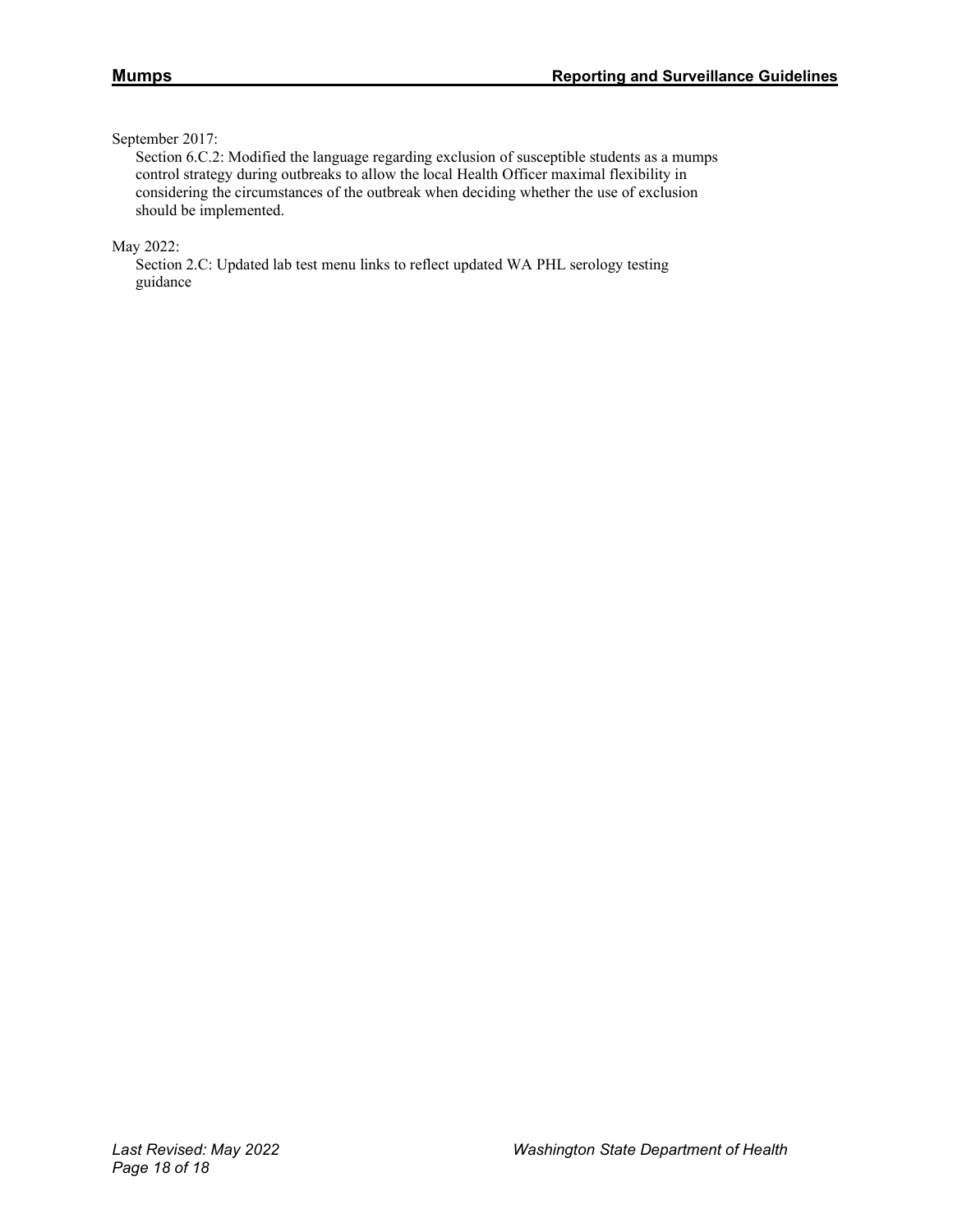September 2017:

Section 6.C.2: Modified the language regarding exclusion of susceptible students as a mumps control strategy during outbreaks to allow the local Health Officer maximal flexibility in considering the circumstances of the outbreak when deciding whether the use of exclusion should be implemented.

May 2022:

Section 2.C: Updated lab test menu links to reflect updated WA PHL serology testing guidance